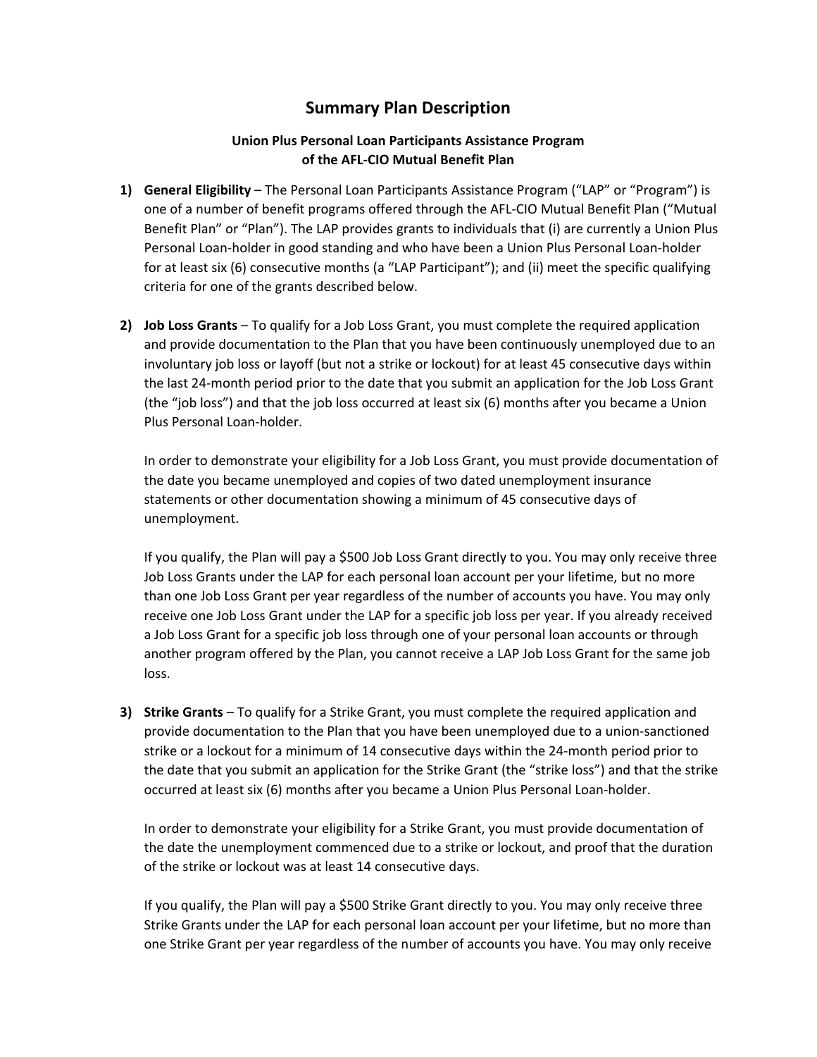# Summary Plan Description

### Union Plus Personal Loan Participants Assistance Program of the AFL-CIO Mutual Benefit Plan

1) **General Eligibility** – The Personal Loan Participants Assistance Program ("LAP" or "Program") is one of a number of benefit programs offered through the AFL-CIO Mutual Benefit Plan ("Mutual Benefit Plan" or "Plan"). The LAP provides grants to individuals that (i) are currently a Union Plus Personal Loan-holder in good standing and who have been a Union Plus Personal Loan-holder for at least six (6) consecutive months (a "LAP Participant"); and (ii) meet the specific qualifying criteria for one of the grants described below.

2) **Job Loss Grants** – To qualify for a Job Loss Grant, you must complete the required application and provide documentation to the Plan that you have been continuously unemployed due to an involuntary job loss or layoff (but not a strike or lockout) for at least 45 consecutive days within the last 24-month period prior to the date that you submit an application for the Job Loss Grant (the "job loss") and that the job loss occurred at least six (6) months after you became a Union Plus Personal Loan-holder.

   In order to demonstrate your eligibility for a Job Loss Grant, you must provide documentation of the date you became unemployed and copies of two dated unemployment insurance statements or other documentation showing a minimum of 45 consecutive days of unemployment.

   If you qualify, the Plan will pay a $500 Job Loss Grant directly to you. You may only receive three Job Loss Grants under the LAP for each personal loan account per your lifetime, but no more than one Job Loss Grant per year regardless of the number of accounts you have. You may only receive one Job Loss Grant under the LAP for a specific job loss per year. If you already received a Job Loss Grant for a specific job loss through one of your personal loan accounts or through another program offered by the Plan, you cannot receive a LAP Job Loss Grant for the same job loss.

3) **Strike Grants** – To qualify for a Strike Grant, you must complete the required application and provide documentation to the Plan that you have been unemployed due to a union-sanctioned strike or a lockout for a minimum of 14 consecutive days within the 24-month period prior to the date that you submit an application for the Strike Grant (the "strike loss") and that the strike occurred at least six (6) months after you became a Union Plus Personal Loan-holder.

   In order to demonstrate your eligibility for a Strike Grant, you must provide documentation of the date the unemployment commenced due to a strike or lockout, and proof that the duration of the strike or lockout was at least 14 consecutive days.

   If you qualify, the Plan will pay a $500 Strike Grant directly to you. You may only receive three Strike Grants under the LAP for each personal loan account per your lifetime, but no more than one Strike Grant per year regardless of the number of accounts you have. You may only receive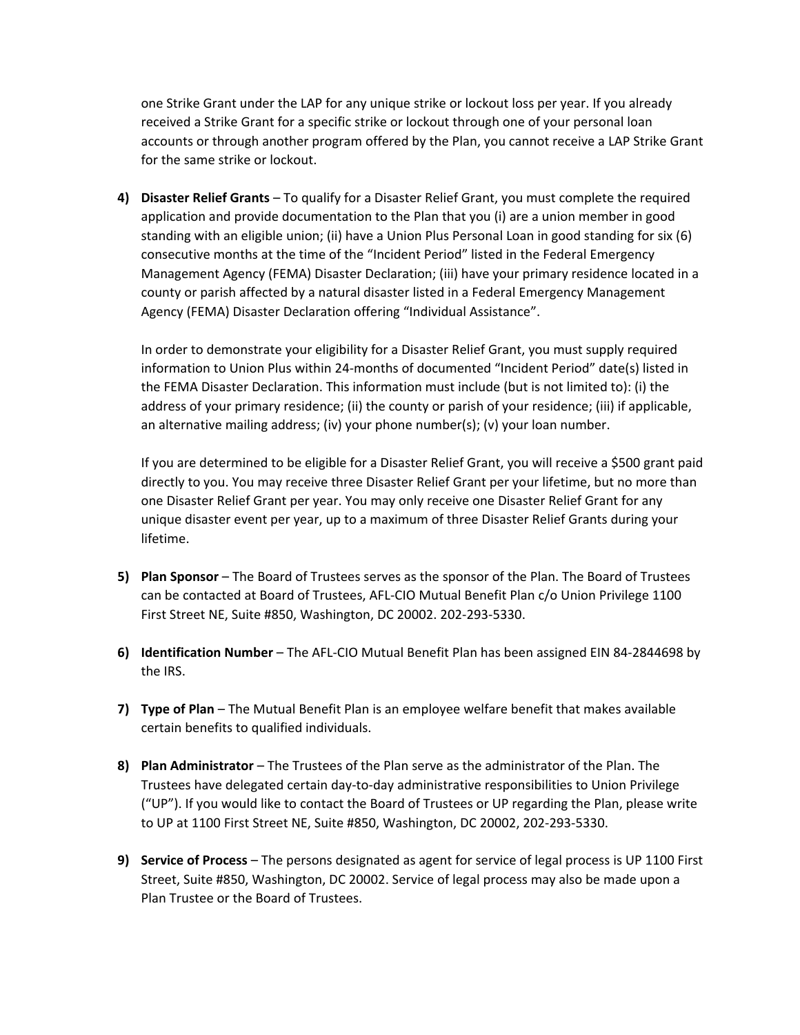one Strike Grant under the LAP for any unique strike or lockout loss per year. If you already received a Strike Grant for a specific strike or lockout through one of your personal loan accounts or through another program offered by the Plan, you cannot receive a LAP Strike Grant for the same strike or lockout.

4) **Disaster Relief Grants** – To qualify for a Disaster Relief Grant, you must complete the required application and provide documentation to the Plan that you (i) are a union member in good standing with an eligible union; (ii) have a Union Plus Personal Loan in good standing for six (6) consecutive months at the time of the "Incident Period" listed in the Federal Emergency Management Agency (FEMA) Disaster Declaration; (iii) have your primary residence located in a county or parish affected by a natural disaster listed in a Federal Emergency Management Agency (FEMA) Disaster Declaration offering "Individual Assistance".

   In order to demonstrate your eligibility for a Disaster Relief Grant, you must supply required information to Union Plus within 24-months of documented "Incident Period" date(s) listed in the FEMA Disaster Declaration. This information must include (but is not limited to): (i) the address of your primary residence; (ii) the county or parish of your residence; (iii) if applicable, an alternative mailing address; (iv) your phone number(s); (v) your loan number.

   If you are determined to be eligible for a Disaster Relief Grant, you will receive a $500 grant paid directly to you. You may receive three Disaster Relief Grant per your lifetime, but no more than one Disaster Relief Grant per year. You may only receive one Disaster Relief Grant for any unique disaster event per year, up to a maximum of three Disaster Relief Grants during your lifetime.

5) **Plan Sponsor** – The Board of Trustees serves as the sponsor of the Plan. The Board of Trustees can be contacted at Board of Trustees, AFL-CIO Mutual Benefit Plan c/o Union Privilege 1100 First Street NE, Suite #850, Washington, DC 20002. 202-293-5330.

6) **Identification Number** – The AFL-CIO Mutual Benefit Plan has been assigned EIN 84-2844698 by the IRS.

7) **Type of Plan** – The Mutual Benefit Plan is an employee welfare benefit that makes available certain benefits to qualified individuals.

8) **Plan Administrator** – The Trustees of the Plan serve as the administrator of the Plan. The Trustees have delegated certain day-to-day administrative responsibilities to Union Privilege ("UP"). If you would like to contact the Board of Trustees or UP regarding the Plan, please write to UP at 1100 First Street NE, Suite #850, Washington, DC 20002, 202-293-5330.

9) **Service of Process** – The persons designated as agent for service of legal process is UP 1100 First Street, Suite #850, Washington, DC 20002. Service of legal process may also be made upon a Plan Trustee or the Board of Trustees.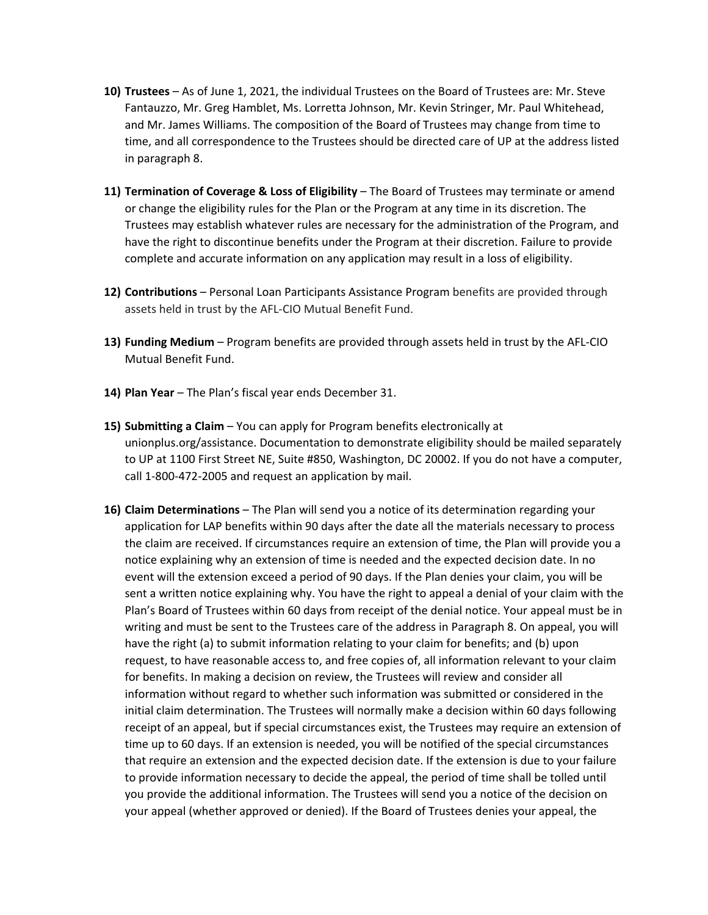10) **Trustees** – As of June 1, 2021, the individual Trustees on the Board of Trustees are: Mr. Steve Fantauzzo, Mr. Greg Hamblet, Ms. Lorretta Johnson, Mr. Kevin Stringer, Mr. Paul Whitehead, and Mr. James Williams. The composition of the Board of Trustees may change from time to time, and all correspondence to the Trustees should be directed care of UP at the address listed in paragraph 8.

11) **Termination of Coverage & Loss of Eligibility** – The Board of Trustees may terminate or amend or change the eligibility rules for the Plan or the Program at any time in its discretion. The Trustees may establish whatever rules are necessary for the administration of the Program, and have the right to discontinue benefits under the Program at their discretion. Failure to provide complete and accurate information on any application may result in a loss of eligibility.

12) **Contributions** – Personal Loan Participants Assistance Program benefits are provided through assets held in trust by the AFL-CIO Mutual Benefit Fund.

13) **Funding Medium** – Program benefits are provided through assets held in trust by the AFL-CIO Mutual Benefit Fund.

14) **Plan Year** – The Plan's fiscal year ends December 31.

15) **Submitting a Claim** – You can apply for Program benefits electronically at unionplus.org/assistance. Documentation to demonstrate eligibility should be mailed separately to UP at 1100 First Street NE, Suite #850, Washington, DC 20002. If you do not have a computer, call 1-800-472-2005 and request an application by mail.

16) **Claim Determinations** – The Plan will send you a notice of its determination regarding your application for LAP benefits within 90 days after the date all the materials necessary to process the claim are received. If circumstances require an extension of time, the Plan will provide you a notice explaining why an extension of time is needed and the expected decision date. In no event will the extension exceed a period of 90 days. If the Plan denies your claim, you will be sent a written notice explaining why. You have the right to appeal a denial of your claim with the Plan's Board of Trustees within 60 days from receipt of the denial notice. Your appeal must be in writing and must be sent to the Trustees care of the address in Paragraph 8. On appeal, you will have the right (a) to submit information relating to your claim for benefits; and (b) upon request, to have reasonable access to, and free copies of, all information relevant to your claim for benefits. In making a decision on review, the Trustees will review and consider all information without regard to whether such information was submitted or considered in the initial claim determination. The Trustees will normally make a decision within 60 days following receipt of an appeal, but if special circumstances exist, the Trustees may require an extension of time up to 60 days. If an extension is needed, you will be notified of the special circumstances that require an extension and the expected decision date. If the extension is due to your failure to provide information necessary to decide the appeal, the period of time shall be tolled until you provide the additional information. The Trustees will send you a notice of the decision on your appeal (whether approved or denied). If the Board of Trustees denies your appeal, the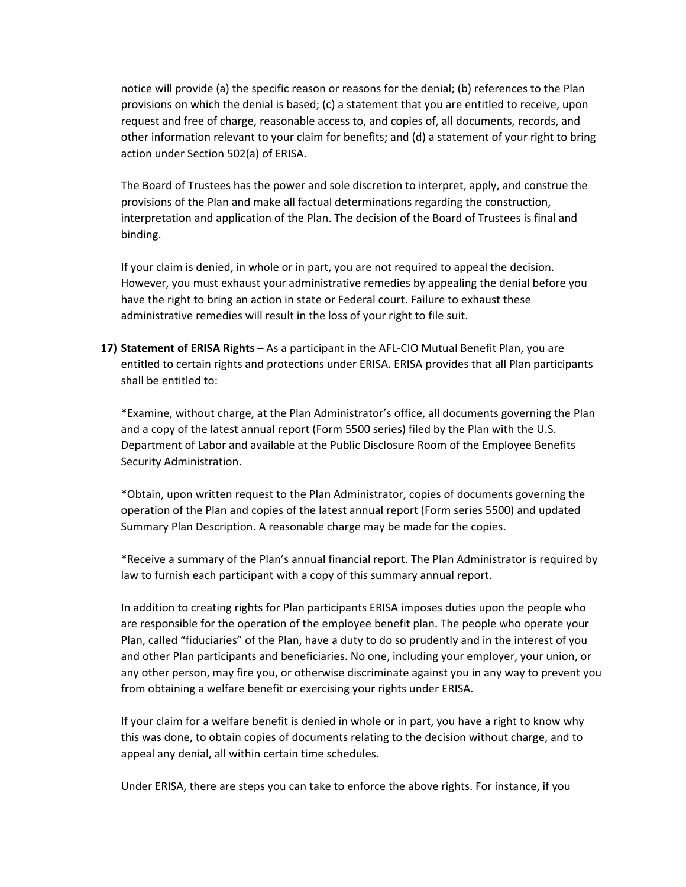notice will provide (a) the specific reason or reasons for the denial; (b) references to the Plan provisions on which the denial is based; (c) a statement that you are entitled to receive, upon request and free of charge, reasonable access to, and copies of, all documents, records, and other information relevant to your claim for benefits; and (d) a statement of your right to bring action under Section 502(a) of ERISA.

The Board of Trustees has the power and sole discretion to interpret, apply, and construe the provisions of the Plan and make all factual determinations regarding the construction, interpretation and application of the Plan. The decision of the Board of Trustees is final and binding.

If your claim is denied, in whole or in part, you are not required to appeal the decision. However, you must exhaust your administrative remedies by appealing the denial before you have the right to bring an action in state or Federal court. Failure to exhaust these administrative remedies will result in the loss of your right to file suit.

**17) Statement of ERISA Rights** – As a participant in the AFL-CIO Mutual Benefit Plan, you are entitled to certain rights and protections under ERISA. ERISA provides that all Plan participants shall be entitled to:

*Examine, without charge, at the Plan Administrator's office, all documents governing the Plan and a copy of the latest annual report (Form 5500 series) filed by the Plan with the U.S. Department of Labor and available at the Public Disclosure Room of the Employee Benefits Security Administration.

*Obtain, upon written request to the Plan Administrator, copies of documents governing the operation of the Plan and copies of the latest annual report (Form series 5500) and updated Summary Plan Description. A reasonable charge may be made for the copies.

*Receive a summary of the Plan's annual financial report. The Plan Administrator is required by law to furnish each participant with a copy of this summary annual report.

In addition to creating rights for Plan participants ERISA imposes duties upon the people who are responsible for the operation of the employee benefit plan. The people who operate your Plan, called "fiduciaries" of the Plan, have a duty to do so prudently and in the interest of you and other Plan participants and beneficiaries. No one, including your employer, your union, or any other person, may fire you, or otherwise discriminate against you in any way to prevent you from obtaining a welfare benefit or exercising your rights under ERISA.

If your claim for a welfare benefit is denied in whole or in part, you have a right to know why this was done, to obtain copies of documents relating to the decision without charge, and to appeal any denial, all within certain time schedules.

Under ERISA, there are steps you can take to enforce the above rights. For instance, if you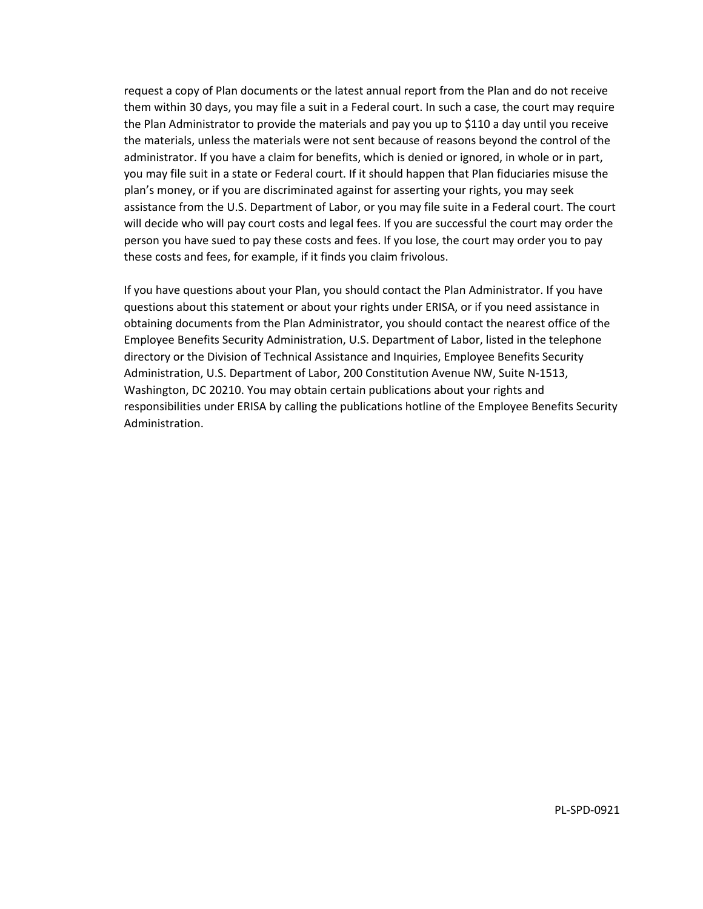request a copy of Plan documents or the latest annual report from the Plan and do not receive them within 30 days, you may file a suit in a Federal court. In such a case, the court may require the Plan Administrator to provide the materials and pay you up to $110 a day until you receive the materials, unless the materials were not sent because of reasons beyond the control of the administrator. If you have a claim for benefits, which is denied or ignored, in whole or in part, you may file suit in a state or Federal court. If it should happen that Plan fiduciaries misuse the plan's money, or if you are discriminated against for asserting your rights, you may seek assistance from the U.S. Department of Labor, or you may file suite in a Federal court. The court will decide who will pay court costs and legal fees. If you are successful the court may order the person you have sued to pay these costs and fees. If you lose, the court may order you to pay these costs and fees, for example, if it finds you claim frivolous.

If you have questions about your Plan, you should contact the Plan Administrator. If you have questions about this statement or about your rights under ERISA, or if you need assistance in obtaining documents from the Plan Administrator, you should contact the nearest office of the Employee Benefits Security Administration, U.S. Department of Labor, listed in the telephone directory or the Division of Technical Assistance and Inquiries, Employee Benefits Security Administration, U.S. Department of Labor, 200 Constitution Avenue NW, Suite N-1513, Washington, DC 20210. You may obtain certain publications about your rights and responsibilities under ERISA by calling the publications hotline of the Employee Benefits Security Administration.

PL-SPD-0921